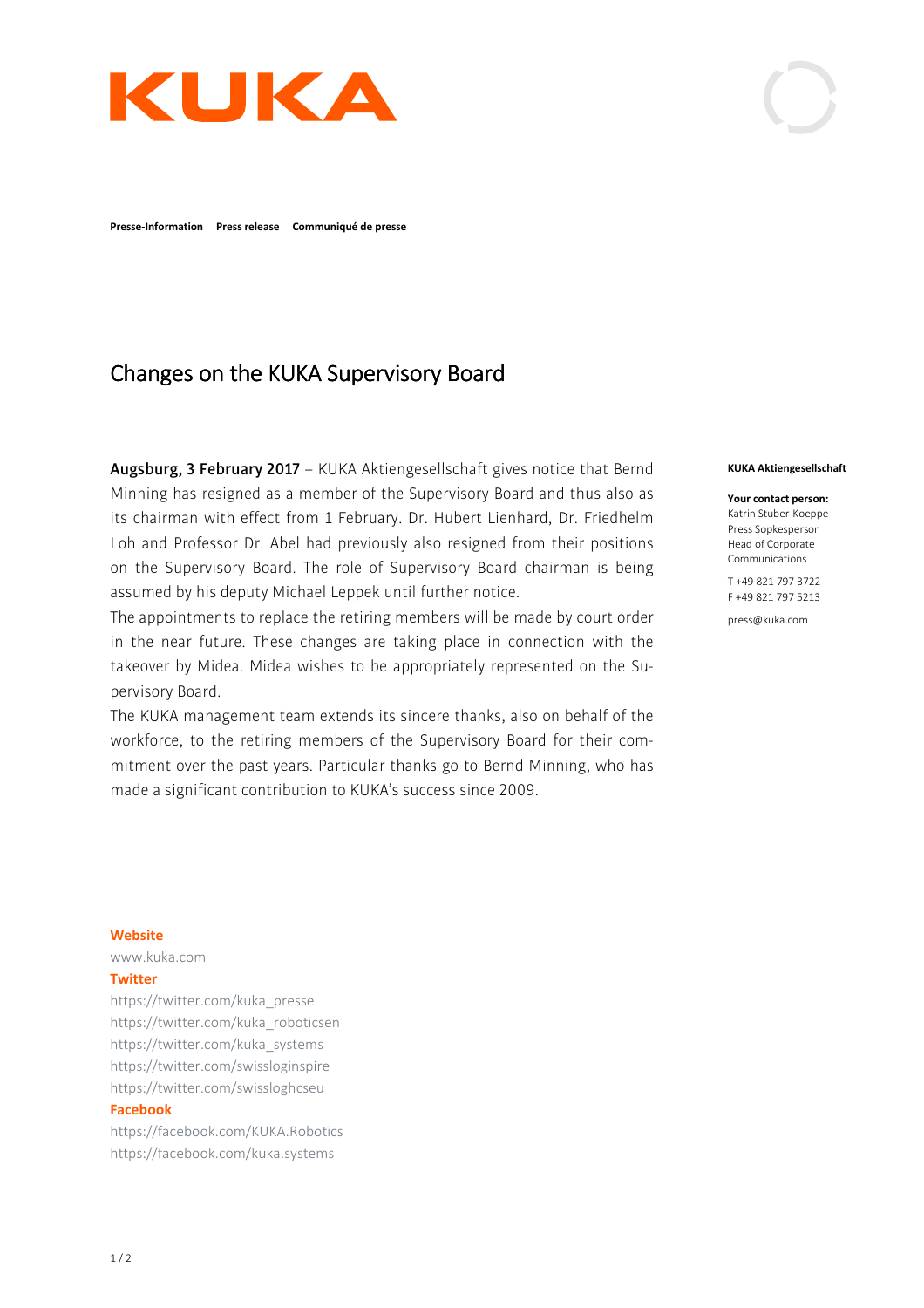KUKA

**Presse-Information Press release Communiqué de presse**

# Changes on the KUKA Supervisory Board

**Augsburg, 3 February 2017** – KUKA Aktiengesellschaft gives notice that Bernd Minning has resigned as a member of the Supervisory Board and thus also as its chairman with effect from 1 February. Dr. Hubert Lienhard, Dr. Friedhelm Loh and Professor Dr. Abel had previously also resigned from their positions on the Supervisory Board. The role of Supervisory Board chairman is being assumed by his deputy Michael Leppek until further notice.

The appointments to replace the retiring members will be made by court order in the near future. These changes are taking place in connection with the takeover by Midea. Midea wishes to be appropriately represented on the Supervisory Board.

The KUKA management team extends its sincere thanks, also on behalf of the workforce, to the retiring members of the Supervisory Board for their commitment over the past years. Particular thanks go to Bernd Minning, who has made a significant contribution to KUKA's success since 2009.

**KUKA Aktiengesellschaft**

**Your contact person:**
Katrin Stuber-Koeppe
Press Sopkesperson
Head of Corporate Communications

T +49 821 797 3722
F +49 821 797 5213

press@kuka.com

**Website**
www.kuka.com

**Twitter**
https://twitter.com/kuka_presse
https://twitter.com/kuka_roboticsen
https://twitter.com/kuka_systems
https://twitter.com/swissloginspire
https://twitter.com/swissloghcseu

**Facebook**
https://facebook.com/KUKA.Robotics
https://facebook.com/kuka.systems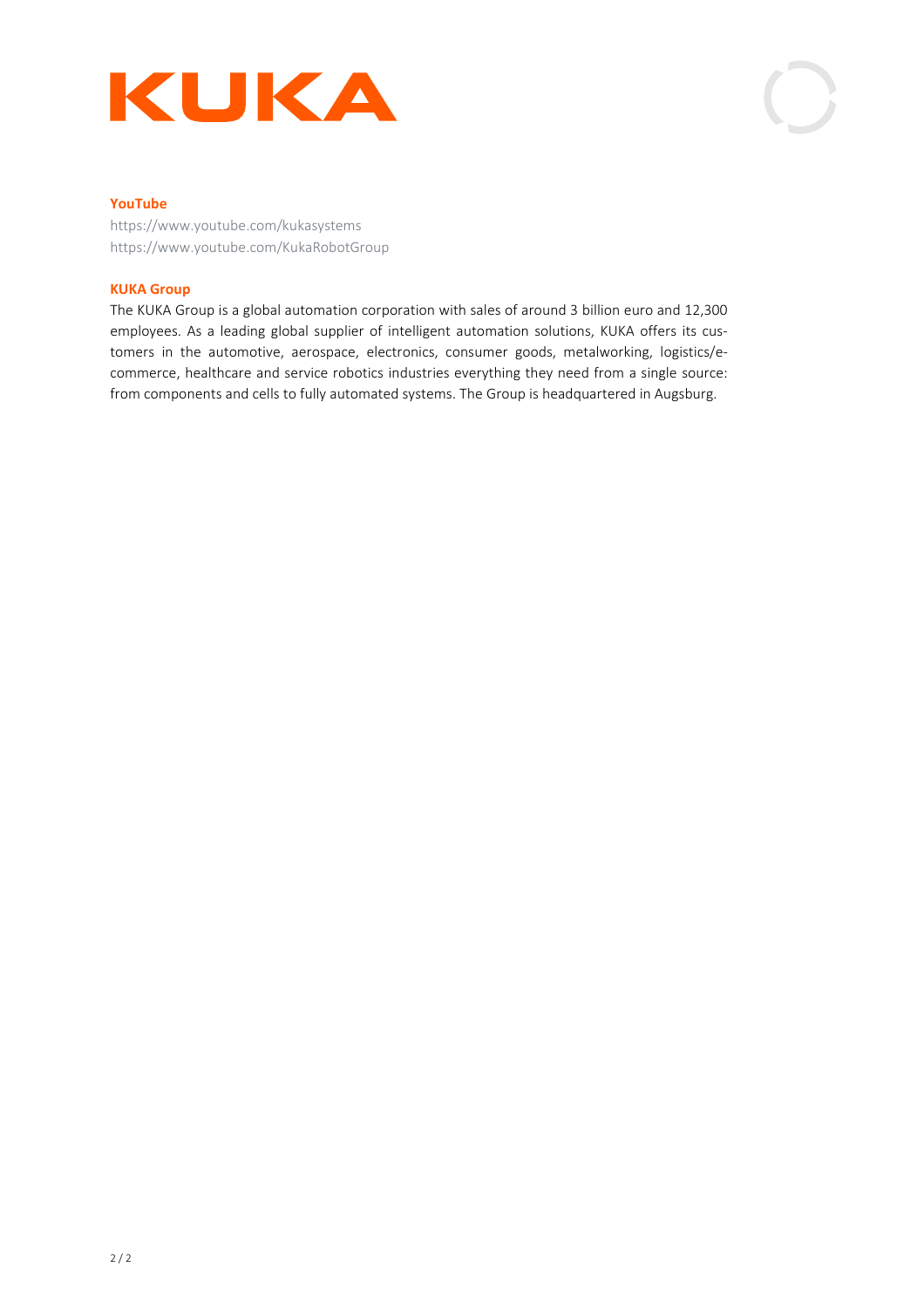**YouTube**

https://www.youtube.com/kukasystems
https://www.youtube.com/KukaRobotGroup

**KUKA Group**

The KUKA Group is a global automation corporation with sales of around 3 billion euro and 12,300 employees. As a leading global supplier of intelligent automation solutions, KUKA offers its customers in the automotive, aerospace, electronics, consumer goods, metalworking, logistics/e-commerce, healthcare and service robotics industries everything they need from a single source: from components and cells to fully automated systems. The Group is headquartered in Augsburg.